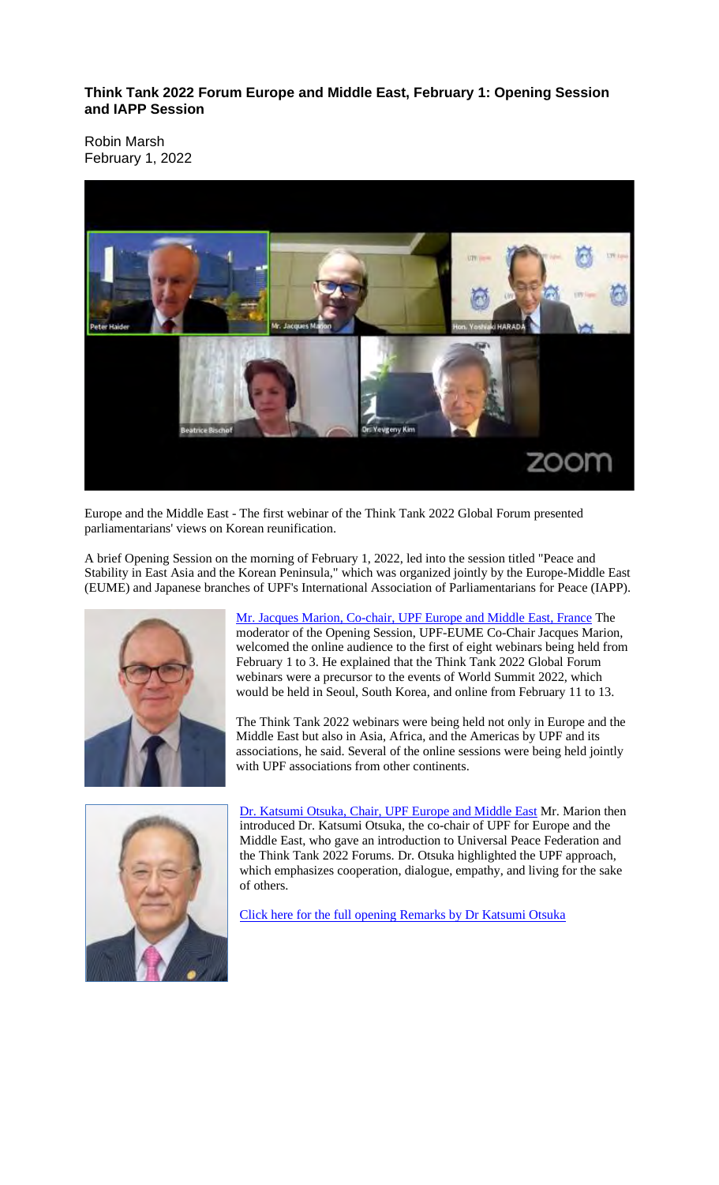**Think Tank 2022 Forum Europe and Middle East, February 1: Opening Session and IAPP Session**

Robin Marsh
February 1, 2022

Europe and the Middle East - The first webinar of the Think Tank 2022 Global Forum presented parliamentarians' views on Korean reunification.

A brief Opening Session on the morning of February 1, 2022, led into the session titled "Peace and Stability in East Asia and the Korean Peninsula," which was organized jointly by the Europe-Middle East (EUME) and Japanese branches of UPF's International Association of Parliamentarians for Peace (IAPP).

Mr. Jacques Marion, Co-chair, UPF Europe and Middle East, France The moderator of the Opening Session, UPF-EUME Co-Chair Jacques Marion, welcomed the online audience to the first of eight webinars being held from February 1 to 3. He explained that the Think Tank 2022 Global Forum webinars were a precursor to the events of World Summit 2022, which would be held in Seoul, South Korea, and online from February 11 to 13.

The Think Tank 2022 webinars were being held not only in Europe and the Middle East but also in Asia, Africa, and the Americas by UPF and its associations, he said. Several of the online sessions were being held jointly with UPF associations from other continents.

Dr. Katsumi Otsuka, Chair, UPF Europe and Middle East Mr. Marion then introduced Dr. Katsumi Otsuka, the co-chair of UPF for Europe and the Middle East, who gave an introduction to Universal Peace Federation and the Think Tank 2022 Forums. Dr. Otsuka highlighted the UPF approach, which emphasizes cooperation, dialogue, empathy, and living for the sake of others.

Click here for the full opening Remarks by Dr Katsumi Otsuka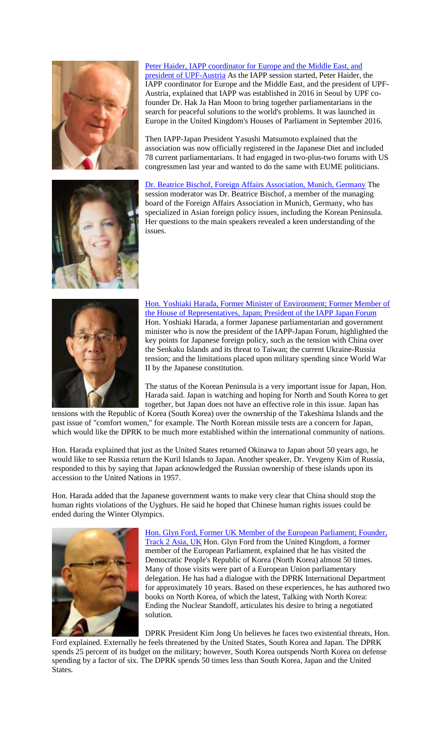[Peter Haider, IAPP coordinator for Europe and the Middle East, and president of UPF-Austria](#) As the IAPP session started, Peter Haider, the IAPP coordinator for Europe and the Middle East, and the president of UPF-Austria, explained that IAPP was established in 2016 in Seoul by UPF co-founder Dr. Hak Ja Han Moon to bring together parliamentarians in the search for peaceful solutions to the world's problems. It was launched in Europe in the United Kingdom's Houses of Parliament in September 2016.

Then IAPP-Japan President Yasushi Matsumoto explained that the association was now officially registered in the Japanese Diet and included 78 current parliamentarians. It had engaged in two-plus-two forums with US congressmen last year and wanted to do the same with EUME politicians.

[Dr. Beatrice Bischof, Foreign Affairs Association, Munich, Germany](#) The session moderator was Dr. Beatrice Bischof, a member of the managing board of the Foreign Affairs Association in Munich, Germany, who has specialized in Asian foreign policy issues, including the Korean Peninsula. Her questions to the main speakers revealed a keen understanding of the issues.

[Hon. Yoshiaki Harada, Former Minister of Environment; Former Member of the House of Representatives, Japan; President of the IAPP Japan Forum](#) Hon. Yoshiaki Harada, a former Japanese parliamentarian and government minister who is now the president of the IAPP-Japan Forum, highlighted the key points for Japanese foreign policy, such as the tension with China over the Senkaku Islands and its threat to Taiwan; the current Ukraine-Russia tension; and the limitations placed upon military spending since World War II by the Japanese constitution.

The status of the Korean Peninsula is a very important issue for Japan, Hon. Harada said. Japan is watching and hoping for North and South Korea to get together, but Japan does not have an effective role in this issue. Japan has tensions with the Republic of Korea (South Korea) over the ownership of the Takeshima Islands and the past issue of "comfort women," for example. The North Korean missile tests are a concern for Japan, which would like the DPRK to be much more established within the international community of nations.

Hon. Harada explained that just as the United States returned Okinawa to Japan about 50 years ago, he would like to see Russia return the Kuril Islands to Japan. Another speaker, Dr. Yevgeny Kim of Russia, responded to this by saying that Japan acknowledged the Russian ownership of these islands upon its accession to the United Nations in 1957.

Hon. Harada added that the Japanese government wants to make very clear that China should stop the human rights violations of the Uyghurs. He said he hoped that Chinese human rights issues could be ended during the Winter Olympics.

[Hon. Glyn Ford, Former UK Member of the European Parliament; Founder, Track 2 Asia, UK](#) Hon. Glyn Ford from the United Kingdom, a former member of the European Parliament, explained that he has visited the Democratic People's Republic of Korea (North Korea) almost 50 times. Many of those visits were part of a European Union parliamentary delegation. He has had a dialogue with the DPRK International Department for approximately 10 years. Based on these experiences, he has authored two books on North Korea, of which the latest, Talking with North Korea: Ending the Nuclear Standoff, articulates his desire to bring a negotiated solution.

DPRK President Kim Jong Un believes he faces two existential threats, Hon. Ford explained. Externally he feels threatened by the United States, South Korea and Japan. The DPRK spends 25 percent of its budget on the military; however, South Korea outspends North Korea on defense spending by a factor of six. The DPRK spends 50 times less than South Korea, Japan and the United States.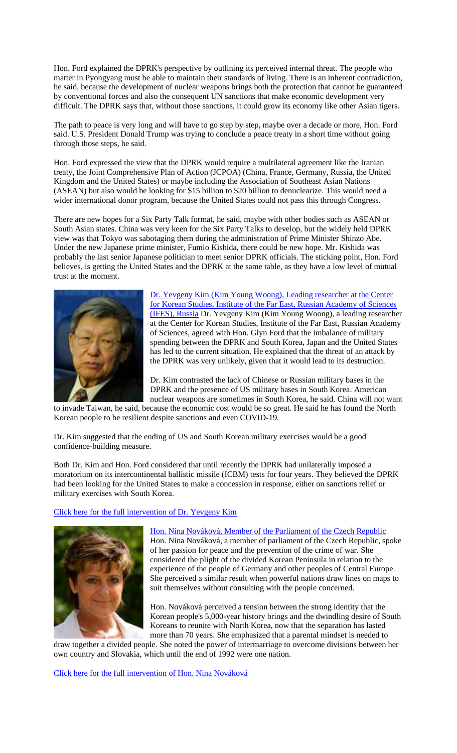Hon. Ford explained the DPRK's perspective by outlining its perceived internal threat. The people who matter in Pyongyang must be able to maintain their standards of living. There is an inherent contradiction, he said, because the development of nuclear weapons brings both the protection that cannot be guaranteed by conventional forces and also the consequent UN sanctions that make economic development very difficult. The DPRK says that, without those sanctions, it could grow its economy like other Asian tigers.

The path to peace is very long and will have to go step by step, maybe over a decade or more, Hon. Ford said. U.S. President Donald Trump was trying to conclude a peace treaty in a short time without going through those steps, he said.

Hon. Ford expressed the view that the DPRK would require a multilateral agreement like the Iranian treaty, the Joint Comprehensive Plan of Action (JCPOA) (China, France, Germany, Russia, the United Kingdom and the United States) or maybe including the Association of Southeast Asian Nations (ASEAN) but also would be looking for $15 billion to $20 billion to denuclearize. This would need a wider international donor program, because the United States could not pass this through Congress.

There are new hopes for a Six Party Talk format, he said, maybe with other bodies such as ASEAN or South Asian states. China was very keen for the Six Party Talks to develop, but the widely held DPRK view was that Tokyo was sabotaging them during the administration of Prime Minister Shinzo Abe. Under the new Japanese prime minister, Fumio Kishida, there could be new hope. Mr. Kishida was probably the last senior Japanese politician to meet senior DPRK officials. The sticking point, Hon. Ford believes, is getting the United States and the DPRK at the same table, as they have a low level of mutual trust at the moment.

[Dr. Yevgeny Kim (Kim Young Woong), Leading researcher at the Center for Korean Studies, Institute of the Far East, Russian Academy of Sciences (IFES), Russia]

Dr. Yevgeny Kim (Kim Young Woong), a leading researcher at the Center for Korean Studies, Institute of the Far East, Russian Academy of Sciences, agreed with Hon. Glyn Ford that the imbalance of military spending between the DPRK and South Korea, Japan and the United States has led to the current situation. He explained that the threat of an attack by the DPRK was very unlikely, given that it would lead to its destruction.

Dr. Kim contrasted the lack of Chinese or Russian military bases in the DPRK and the presence of US military bases in South Korea. American nuclear weapons are sometimes in South Korea, he said. China will not want to invade Taiwan, he said, because the economic cost would be so great. He said he has found the North Korean people to be resilient despite sanctions and even COVID-19.

Dr. Kim suggested that the ending of US and South Korean military exercises would be a good confidence-building measure.

Both Dr. Kim and Hon. Ford considered that until recently the DPRK had unilaterally imposed a moratorium on its intercontinental ballistic missile (ICBM) tests for four years. They believed the DPRK had been looking for the United States to make a concession in response, either on sanctions relief or military exercises with South Korea.

[Click here for the full intervention of Dr. Yevgeny Kim]

[Hon. Nina Nováková, Member of the Parliament of the Czech Republic]

Hon. Nina Nováková, a member of parliament of the Czech Republic, spoke of her passion for peace and the prevention of the crime of war. She considered the plight of the divided Korean Peninsula in relation to the experience of the people of Germany and other peoples of Central Europe. She perceived a similar result when powerful nations draw lines on maps to suit themselves without consulting with the people concerned.

Hon. Nováková perceived a tension between the strong identity that the Korean people's 5,000-year history brings and the dwindling desire of South Koreans to reunite with North Korea, now that the separation has lasted more than 70 years. She emphasized that a parental mindset is needed to draw together a divided people. She noted the power of intermarriage to overcome divisions between her own country and Slovakia, which until the end of 1992 were one nation.

[Click here for the full intervention of Hon. Nina Nováková]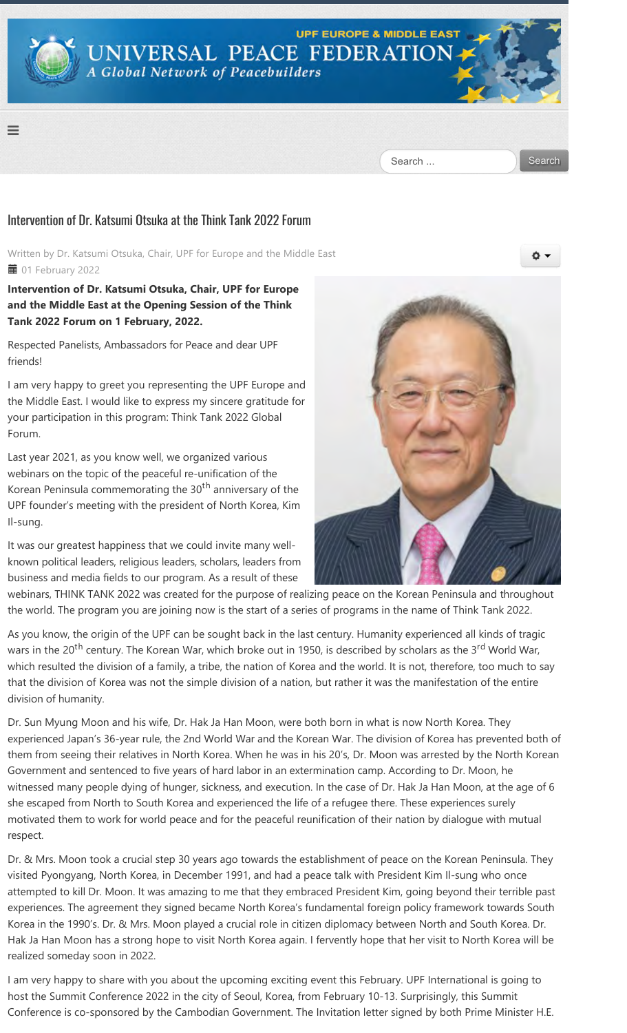# Intervention of Dr. Katsumi Otsuka at the Think Tank 2022 Forum

Written by Dr. Katsumi Otsuka, Chair, UPF for Europe and the Middle East

01 February 2022

**Intervention of Dr. Katsumi Otsuka, Chair, UPF for Europe and the Middle East at the Opening Session of the Think Tank 2022 Forum on 1 February, 2022.**

Respected Panelists, Ambassadors for Peace and dear UPF friends!

I am very happy to greet you representing the UPF Europe and the Middle East. I would like to express my sincere gratitude for your participation in this program: Think Tank 2022 Global Forum.

Last year 2021, as you know well, we organized various webinars on the topic of the peaceful re-unification of the Korean Peninsula commemorating the 30th anniversary of the UPF founder's meeting with the president of North Korea, Kim Il-sung.

It was our greatest happiness that we could invite many well-known political leaders, religious leaders, scholars, leaders from business and media fields to our program. As a result of these webinars, THINK TANK 2022 was created for the purpose of realizing peace on the Korean Peninsula and throughout the world. The program you are joining now is the start of a series of programs in the name of Think Tank 2022.

As you know, the origin of the UPF can be sought back in the last century. Humanity experienced all kinds of tragic wars in the 20th century. The Korean War, which broke out in 1950, is described by scholars as the 3rd World War, which resulted the division of a family, a tribe, the nation of Korea and the world. It is not, therefore, too much to say that the division of Korea was not the simple division of a nation, but rather it was the manifestation of the entire division of humanity.

Dr. Sun Myung Moon and his wife, Dr. Hak Ja Han Moon, were both born in what is now North Korea. They experienced Japan's 36-year rule, the 2nd World War and the Korean War. The division of Korea has prevented both of them from seeing their relatives in North Korea. When he was in his 20's, Dr. Moon was arrested by the North Korean Government and sentenced to five years of hard labor in an extermination camp. According to Dr. Moon, he witnessed many people dying of hunger, sickness, and execution. In the case of Dr. Hak Ja Han Moon, at the age of 6 she escaped from North to South Korea and experienced the life of a refugee there. These experiences surely motivated them to work for world peace and for the peaceful reunification of their nation by dialogue with mutual respect.

Dr. & Mrs. Moon took a crucial step 30 years ago towards the establishment of peace on the Korean Peninsula. They visited Pyongyang, North Korea, in December 1991, and had a peace talk with President Kim Il-sung who once attempted to kill Dr. Moon. It was amazing to me that they embraced President Kim, going beyond their terrible past experiences. The agreement they signed became North Korea's fundamental foreign policy framework towards South Korea in the 1990's. Dr. & Mrs. Moon played a crucial role in citizen diplomacy between North and South Korea. Dr. Hak Ja Han Moon has a strong hope to visit North Korea again. I fervently hope that her visit to North Korea will be realized someday soon in 2022.

I am very happy to share with you about the upcoming exciting event this February. UPF International is going to host the Summit Conference 2022 in the city of Seoul, Korea, from February 10-13. Surprisingly, this Summit Conference is co-sponsored by the Cambodian Government. The Invitation letter signed by both Prime Minister H.E.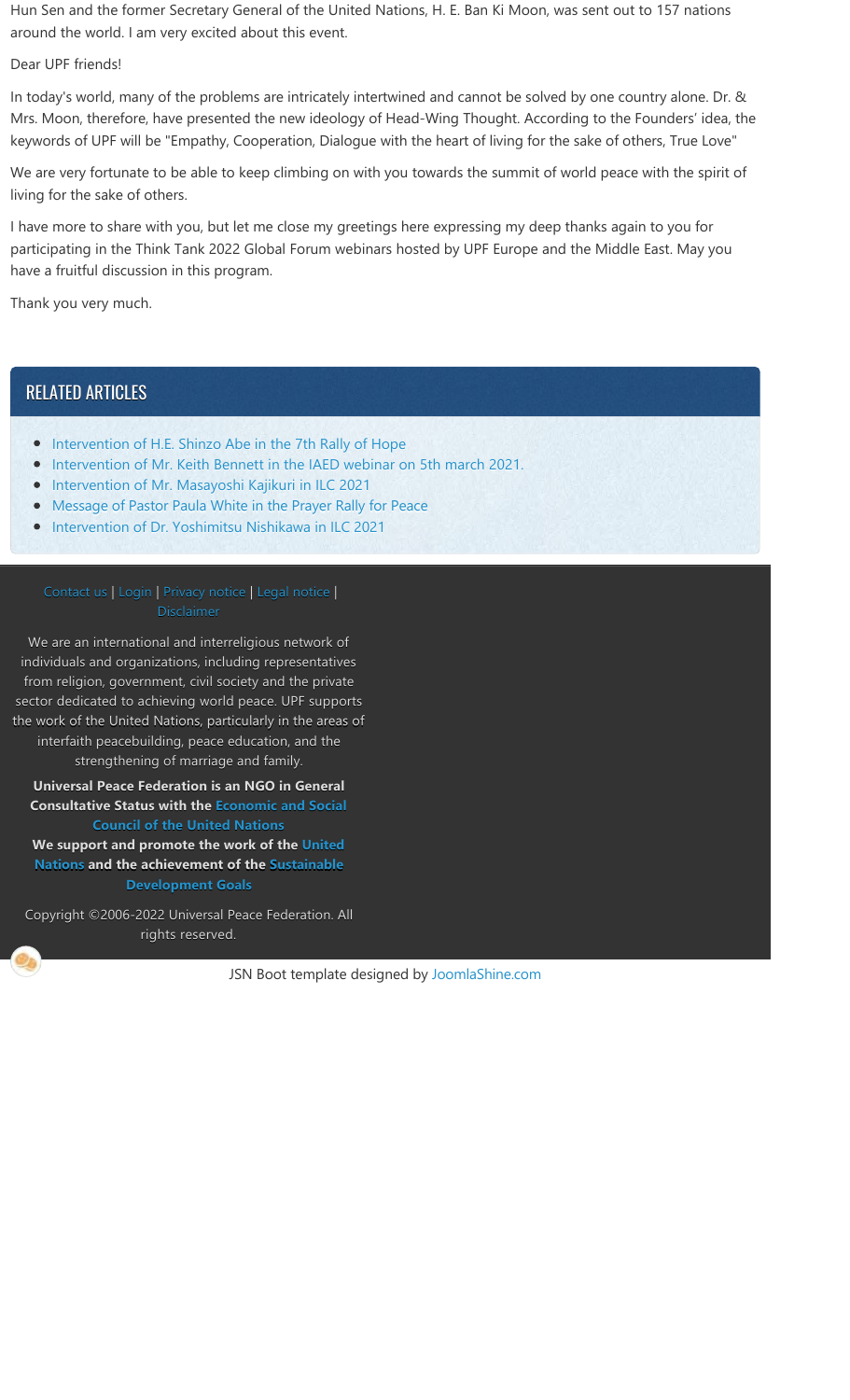Hun Sen and the former Secretary General of the United Nations, H. E. Ban Ki Moon, was sent out to 157 nations around the world. I am very excited about this event.

Dear UPF friends!

In today's world, many of the problems are intricately intertwined and cannot be solved by one country alone. Dr. & Mrs. Moon, therefore, have presented the new ideology of Head-Wing Thought. According to the Founders' idea, the keywords of UPF will be "Empathy, Cooperation, Dialogue with the heart of living for the sake of others, True Love"

We are very fortunate to be able to keep climbing on with you towards the summit of world peace with the spirit of living for the sake of others.

I have more to share with you, but let me close my greetings here expressing my deep thanks again to you for participating in the Think Tank 2022 Global Forum webinars hosted by UPF Europe and the Middle East. May you have a fruitful discussion in this program.

Thank you very much.

## RELATED ARTICLES

- Intervention of H.E. Shinzo Abe in the 7th Rally of Hope
- Intervention of Mr. Keith Bennett in the IAED webinar on 5th march 2021.
- Intervention of Mr. Masayoshi Kajikuri in ILC 2021
- Message of Pastor Paula White in the Prayer Rally for Peace
- Intervention of Dr. Yoshimitsu Nishikawa in ILC 2021

Contact us | Login | Privacy notice | Legal notice | Disclaimer

We are an international and interreligious network of individuals and organizations, including representatives from religion, government, civil society and the private sector dedicated to achieving world peace. UPF supports the work of the United Nations, particularly in the areas of interfaith peacebuilding, peace education, and the strengthening of marriage and family.

**Universal Peace Federation is an NGO in General Consultative Status with the Economic and Social Council of the United Nations**

**We support and promote the work of the United Nations and the achievement of the Sustainable Development Goals**

Copyright ©2006-2022 Universal Peace Federation. All rights reserved.

JSN Boot template designed by JoomlaShine.com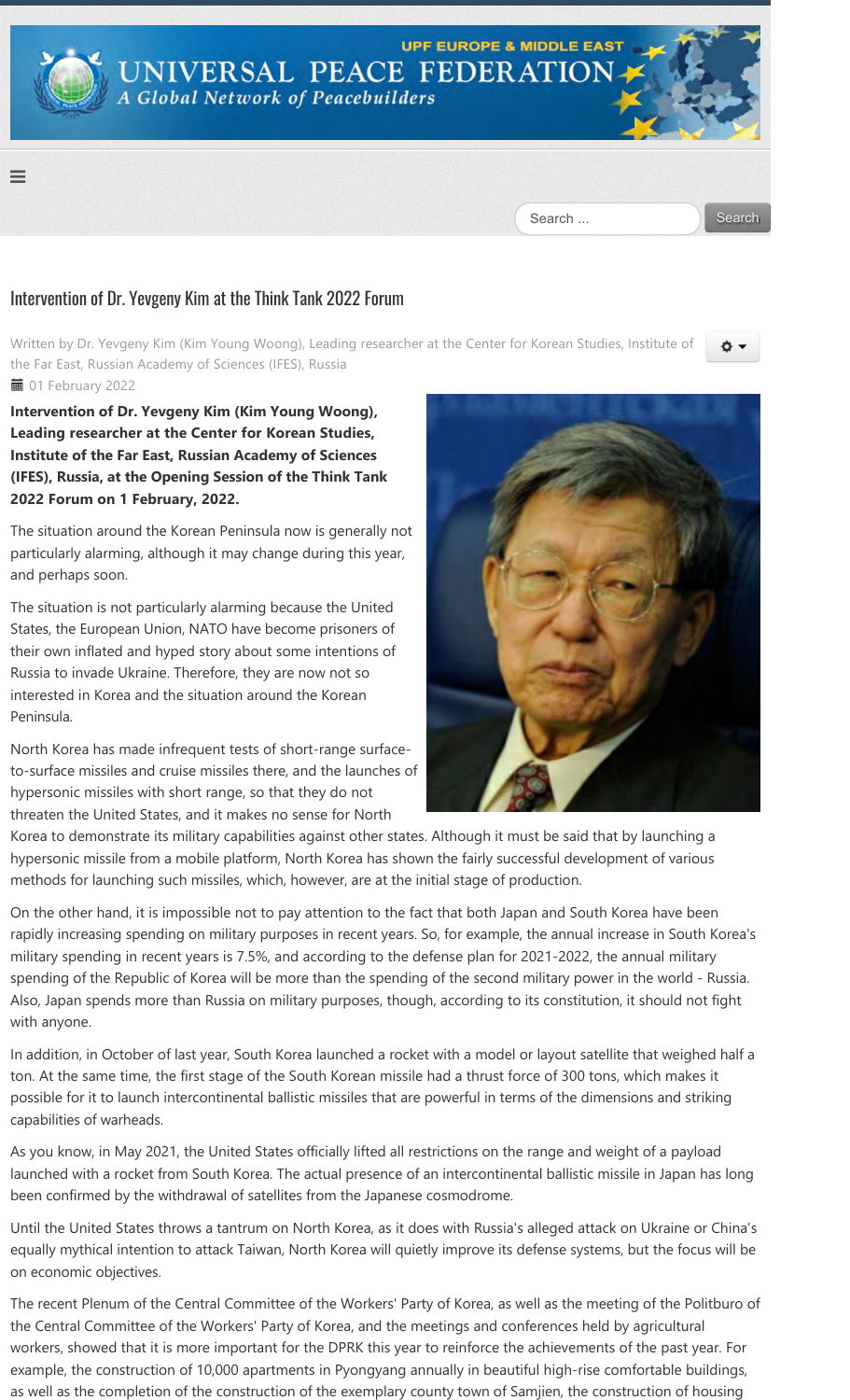# Intervention of Dr. Yevgeny Kim at the Think Tank 2022 Forum

Written by Dr. Yevgeny Kim (Kim Young Woong), Leading researcher at the Center for Korean Studies, Institute of the Far East, Russian Academy of Sciences (IFES), Russia

01 February 2022

**Intervention of Dr. Yevgeny Kim (Kim Young Woong), Leading researcher at the Center for Korean Studies, Institute of the Far East, Russian Academy of Sciences (IFES), Russia, at the Opening Session of the Think Tank 2022 Forum on 1 February, 2022.**

The situation around the Korean Peninsula now is generally not particularly alarming, although it may change during this year, and perhaps soon.

The situation is not particularly alarming because the United States, the European Union, NATO have become prisoners of their own inflated and hyped story about some intentions of Russia to invade Ukraine. Therefore, they are now not so interested in Korea and the situation around the Korean Peninsula.

North Korea has made infrequent tests of short-range surface-to-surface missiles and cruise missiles there, and the launches of hypersonic missiles with short range, so that they do not threaten the United States, and it makes no sense for North Korea to demonstrate its military capabilities against other states. Although it must be said that by launching a hypersonic missile from a mobile platform, North Korea has shown the fairly successful development of various methods for launching such missiles, which, however, are at the initial stage of production.

On the other hand, it is impossible not to pay attention to the fact that both Japan and South Korea have been rapidly increasing spending on military purposes in recent years. So, for example, the annual increase in South Korea's military spending in recent years is 7.5%, and according to the defense plan for 2021-2022, the annual military spending of the Republic of Korea will be more than the spending of the second military power in the world - Russia. Also, Japan spends more than Russia on military purposes, though, according to its constitution, it should not fight with anyone.

In addition, in October of last year, South Korea launched a rocket with a model or layout satellite that weighed half a ton. At the same time, the first stage of the South Korean missile had a thrust force of 300 tons, which makes it possible for it to launch intercontinental ballistic missiles that are powerful in terms of the dimensions and striking capabilities of warheads.

As you know, in May 2021, the United States officially lifted all restrictions on the range and weight of a payload launched with a rocket from South Korea. The actual presence of an intercontinental ballistic missile in Japan has long been confirmed by the withdrawal of satellites from the Japanese cosmodrome.

Until the United States throws a tantrum on North Korea, as it does with Russia's alleged attack on Ukraine or China's equally mythical intention to attack Taiwan, North Korea will quietly improve its defense systems, but the focus will be on economic objectives.

The recent Plenum of the Central Committee of the Workers' Party of Korea, as well as the meeting of the Politburo of the Central Committee of the Workers' Party of Korea, and the meetings and conferences held by agricultural workers, showed that it is more important for the DPRK this year to reinforce the achievements of the past year. For example, the construction of 10,000 apartments in Pyongyang annually in beautiful high-rise comfortable buildings, as well as the completion of the construction of the exemplary county town of Samjien, the construction of housing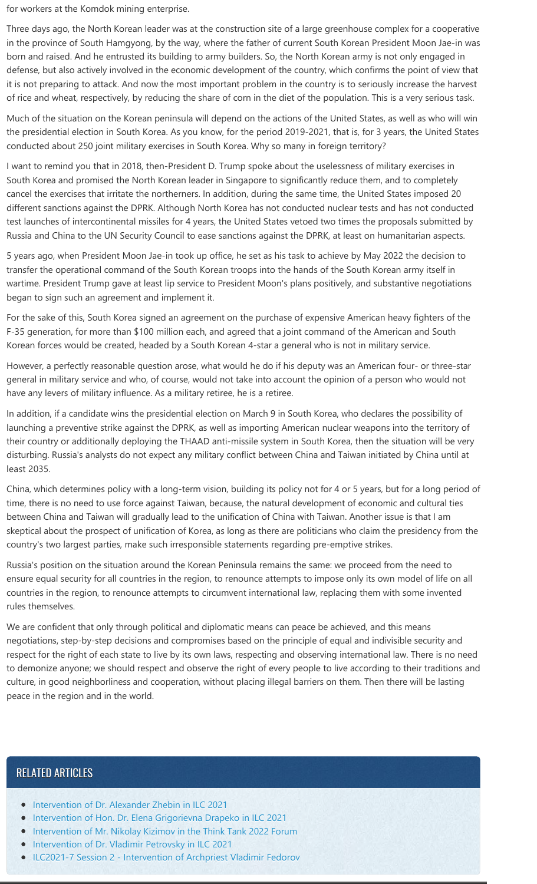for workers at the Komdok mining enterprise.

Three days ago, the North Korean leader was at the construction site of a large greenhouse complex for a cooperative in the province of South Hamgyong, by the way, where the father of current South Korean President Moon Jae-in was born and raised. And he entrusted its building to army builders. So, the North Korean army is not only engaged in defense, but also actively involved in the economic development of the country, which confirms the point of view that it is not preparing to attack. And now the most important problem in the country is to seriously increase the harvest of rice and wheat, respectively, by reducing the share of corn in the diet of the population. This is a very serious task.

Much of the situation on the Korean peninsula will depend on the actions of the United States, as well as who will win the presidential election in South Korea. As you know, for the period 2019-2021, that is, for 3 years, the United States conducted about 250 joint military exercises in South Korea. Why so many in foreign territory?

I want to remind you that in 2018, then-President D. Trump spoke about the uselessness of military exercises in South Korea and promised the North Korean leader in Singapore to significantly reduce them, and to completely cancel the exercises that irritate the northerners. In addition, during the same time, the United States imposed 20 different sanctions against the DPRK. Although North Korea has not conducted nuclear tests and has not conducted test launches of intercontinental missiles for 4 years, the United States vetoed two times the proposals submitted by Russia and China to the UN Security Council to ease sanctions against the DPRK, at least on humanitarian aspects.

5 years ago, when President Moon Jae-in took up office, he set as his task to achieve by May 2022 the decision to transfer the operational command of the South Korean troops into the hands of the South Korean army itself in wartime. President Trump gave at least lip service to President Moon's plans positively, and substantive negotiations began to sign such an agreement and implement it.

For the sake of this, South Korea signed an agreement on the purchase of expensive American heavy fighters of the F-35 generation, for more than $100 million each, and agreed that a joint command of the American and South Korean forces would be created, headed by a South Korean 4-star a general who is not in military service.

However, a perfectly reasonable question arose, what would he do if his deputy was an American four- or three-star general in military service and who, of course, would not take into account the opinion of a person who would not have any levers of military influence. As a military retiree, he is a retiree.

In addition, if a candidate wins the presidential election on March 9 in South Korea, who declares the possibility of launching a preventive strike against the DPRK, as well as importing American nuclear weapons into the territory of their country or additionally deploying the THAAD anti-missile system in South Korea, then the situation will be very disturbing. Russia's analysts do not expect any military conflict between China and Taiwan initiated by China until at least 2035.

China, which determines policy with a long-term vision, building its policy not for 4 or 5 years, but for a long period of time, there is no need to use force against Taiwan, because, the natural development of economic and cultural ties between China and Taiwan will gradually lead to the unification of China with Taiwan. Another issue is that I am skeptical about the prospect of unification of Korea, as long as there are politicians who claim the presidency from the country's two largest parties, make such irresponsible statements regarding pre-emptive strikes.

Russia's position on the situation around the Korean Peninsula remains the same: we proceed from the need to ensure equal security for all countries in the region, to renounce attempts to impose only its own model of life on all countries in the region, to renounce attempts to circumvent international law, replacing them with some invented rules themselves.

We are confident that only through political and diplomatic means can peace be achieved, and this means negotiations, step-by-step decisions and compromises based on the principle of equal and indivisible security and respect for the right of each state to live by its own laws, respecting and observing international law. There is no need to demonize anyone; we should respect and observe the right of every people to live according to their traditions and culture, in good neighborliness and cooperation, without placing illegal barriers on them. Then there will be lasting peace in the region and in the world.

## RELATED ARTICLES

- Intervention of Dr. Alexander Zhebin in ILC 2021
- Intervention of Hon. Dr. Elena Grigorievna Drapeko in ILC 2021
- Intervention of Mr. Nikolay Kizimov in the Think Tank 2022 Forum
- Intervention of Dr. Vladimir Petrovsky in ILC 2021
- ILC2021-7 Session 2 - Intervention of Archpriest Vladimir Fedorov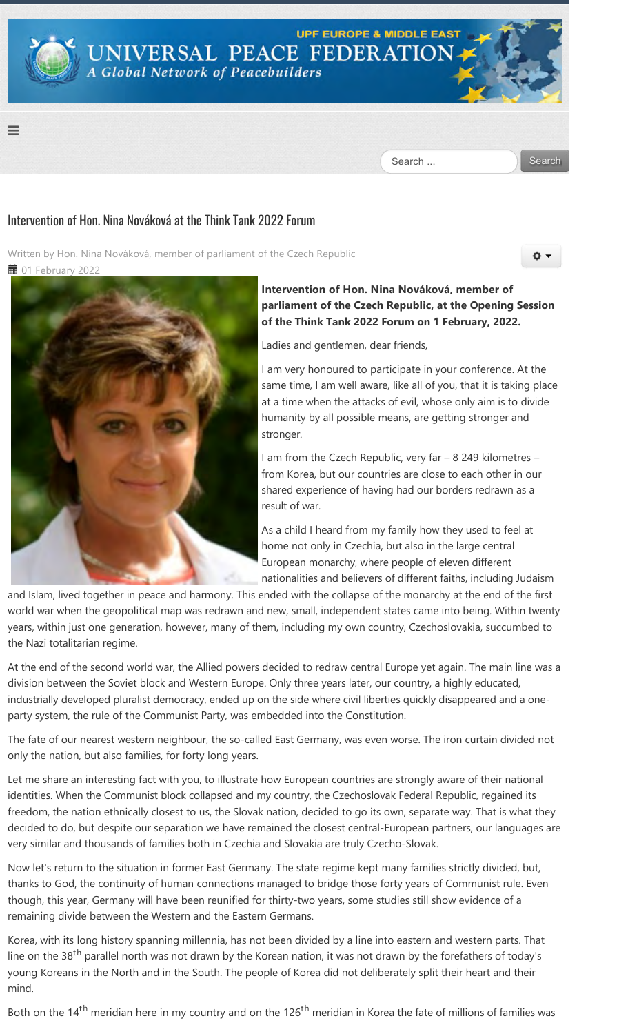UPF EUROPE & MIDDLE EAST

# UNIVERSAL PEACE FEDERATION

*A Global Network of Peacebuilders*

## Intervention of Hon. Nina Nováková at the Think Tank 2022 Forum

Written by Hon. Nina Nováková, member of parliament of the Czech Republic

01 February 2022

**Intervention of Hon. Nina Nováková, member of parliament of the Czech Republic, at the Opening Session of the Think Tank 2022 Forum on 1 February, 2022.**

Ladies and gentlemen, dear friends,

I am very honoured to participate in your conference. At the same time, I am well aware, like all of you, that it is taking place at a time when the attacks of evil, whose only aim is to divide humanity by all possible means, are getting stronger and stronger.

I am from the Czech Republic, very far – 8 249 kilometres – from Korea, but our countries are close to each other in our shared experience of having had our borders redrawn as a result of war.

As a child I heard from my family how they used to feel at home not only in Czechia, but also in the large central European monarchy, where people of eleven different nationalities and believers of different faiths, including Judaism and Islam, lived together in peace and harmony. This ended with the collapse of the monarchy at the end of the first world war when the geopolitical map was redrawn and new, small, independent states came into being. Within twenty years, within just one generation, however, many of them, including my own country, Czechoslovakia, succumbed to the Nazi totalitarian regime.

At the end of the second world war, the Allied powers decided to redraw central Europe yet again. The main line was a division between the Soviet block and Western Europe. Only three years later, our country, a highly educated, industrially developed pluralist democracy, ended up on the side where civil liberties quickly disappeared and a one-party system, the rule of the Communist Party, was embedded into the Constitution.

The fate of our nearest western neighbour, the so-called East Germany, was even worse. The iron curtain divided not only the nation, but also families, for forty long years.

Let me share an interesting fact with you, to illustrate how European countries are strongly aware of their national identities. When the Communist block collapsed and my country, the Czechoslovak Federal Republic, regained its freedom, the nation ethnically closest to us, the Slovak nation, decided to go its own, separate way. That is what they decided to do, but despite our separation we have remained the closest central-European partners, our languages are very similar and thousands of families both in Czechia and Slovakia are truly Czecho-Slovak.

Now let's return to the situation in former East Germany. The state regime kept many families strictly divided, but, thanks to God, the continuity of human connections managed to bridge those forty years of Communist rule. Even though, this year, Germany will have been reunified for thirty-two years, some studies still show evidence of a remaining divide between the Western and the Eastern Germans.

Korea, with its long history spanning millennia, has not been divided by a line into eastern and western parts. That line on the 38th parallel north was not drawn by the Korean nation, it was not drawn by the forefathers of today's young Koreans in the North and in the South. The people of Korea did not deliberately split their heart and their mind.

Both on the 14th meridian here in my country and on the 126th meridian in Korea the fate of millions of families was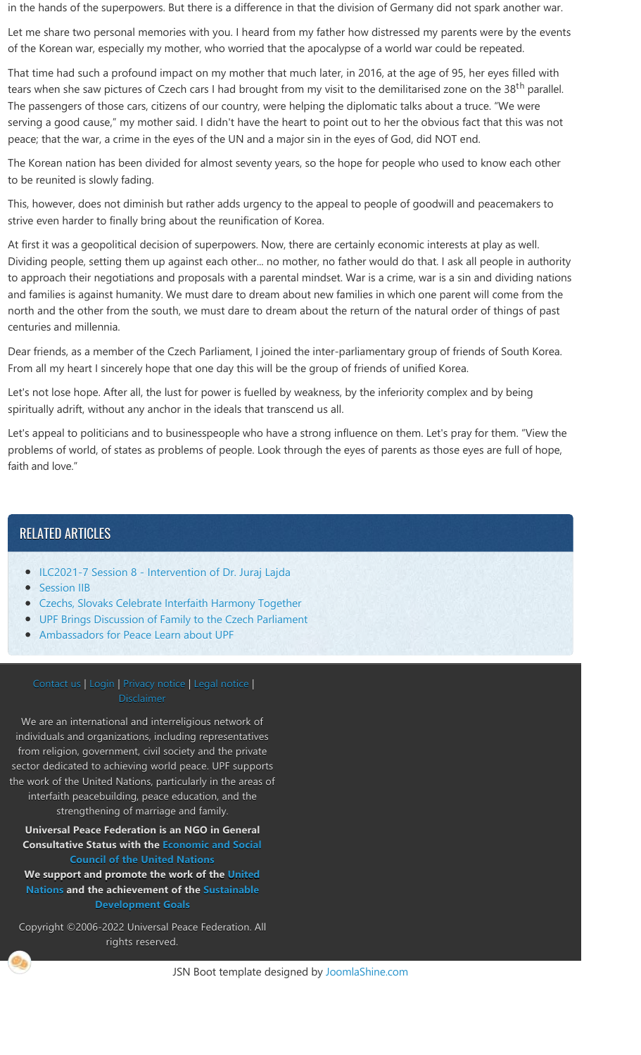in the hands of the superpowers. But there is a difference in that the division of Germany did not spark another war.

Let me share two personal memories with you. I heard from my father how distressed my parents were by the events of the Korean war, especially my mother, who worried that the apocalypse of a world war could be repeated.

That time had such a profound impact on my mother that much later, in 2016, at the age of 95, her eyes filled with tears when she saw pictures of Czech cars I had brought from my visit to the demilitarised zone on the 38th parallel. The passengers of those cars, citizens of our country, were helping the diplomatic talks about a truce. "We were serving a good cause," my mother said. I didn't have the heart to point out to her the obvious fact that this was not peace; that the war, a crime in the eyes of the UN and a major sin in the eyes of God, did NOT end.

The Korean nation has been divided for almost seventy years, so the hope for people who used to know each other to be reunited is slowly fading.

This, however, does not diminish but rather adds urgency to the appeal to people of goodwill and peacemakers to strive even harder to finally bring about the reunification of Korea.

At first it was a geopolitical decision of superpowers. Now, there are certainly economic interests at play as well. Dividing people, setting them up against each other... no mother, no father would do that. I ask all people in authority to approach their negotiations and proposals with a parental mindset. War is a crime, war is a sin and dividing nations and families is against humanity. We must dare to dream about new families in which one parent will come from the north and the other from the south, we must dare to dream about the return of the natural order of things of past centuries and millennia.

Dear friends, as a member of the Czech Parliament, I joined the inter-parliamentary group of friends of South Korea. From all my heart I sincerely hope that one day this will be the group of friends of unified Korea.

Let's not lose hope. After all, the lust for power is fuelled by weakness, by the inferiority complex and by being spiritually adrift, without any anchor in the ideals that transcend us all.

Let's appeal to politicians and to businesspeople who have a strong influence on them. Let's pray for them. "View the problems of world, of states as problems of people. Look through the eyes of parents as those eyes are full of hope, faith and love."

## RELATED ARTICLES

- ILC2021-7 Session 8 - Intervention of Dr. Juraj Lajda
- Session IIB
- Czechs, Slovaks Celebrate Interfaith Harmony Together
- UPF Brings Discussion of Family to the Czech Parliament
- Ambassadors for Peace Learn about UPF

Contact us | Login | Privacy notice | Legal notice | Disclaimer

We are an international and interreligious network of individuals and organizations, including representatives from religion, government, civil society and the private sector dedicated to achieving world peace. UPF supports the work of the United Nations, particularly in the areas of interfaith peacebuilding, peace education, and the strengthening of marriage and family.

**Universal Peace Federation is an NGO in General Consultative Status with the Economic and Social Council of the United Nations**

**We support and promote the work of the United Nations and the achievement of the Sustainable Development Goals**

Copyright ©2006-2022 Universal Peace Federation. All rights reserved.

JSN Boot template designed by JoomlaShine.com